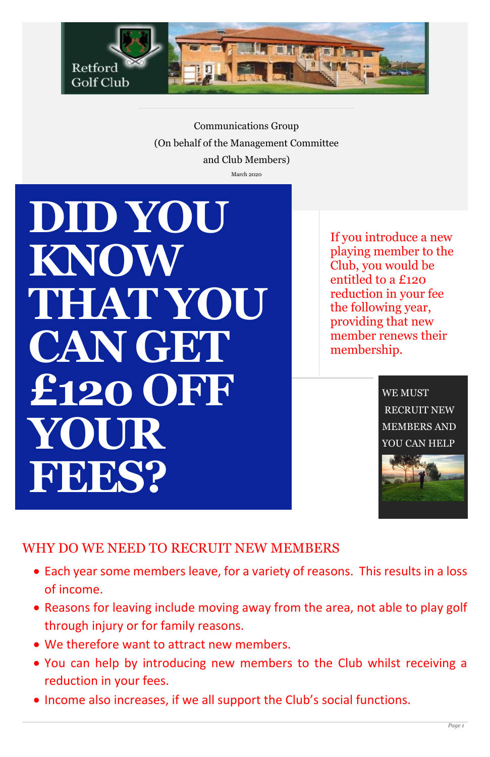Retford Golf Club

Communications Group
(On behalf of the Management Committee
and Club Members)

March 2020

# DID YOU KNOW THAT YOU CAN GET £120 OFF YOUR FEES?

If you introduce a new playing member to the Club, you would be entitled to a £120 reduction in your fee the following year, providing that new member renews their membership.

WE MUST RECRUIT NEW MEMBERS AND YOU CAN HELP

## WHY DO WE NEED TO RECRUIT NEW MEMBERS

- Each year some members leave, for a variety of reasons. This results in a loss of income.
- Reasons for leaving include moving away from the area, not able to play golf through injury or for family reasons.
- We therefore want to attract new members.
- You can help by introducing new members to the Club whilst receiving a reduction in your fees.
- Income also increases, if we all support the Club's social functions.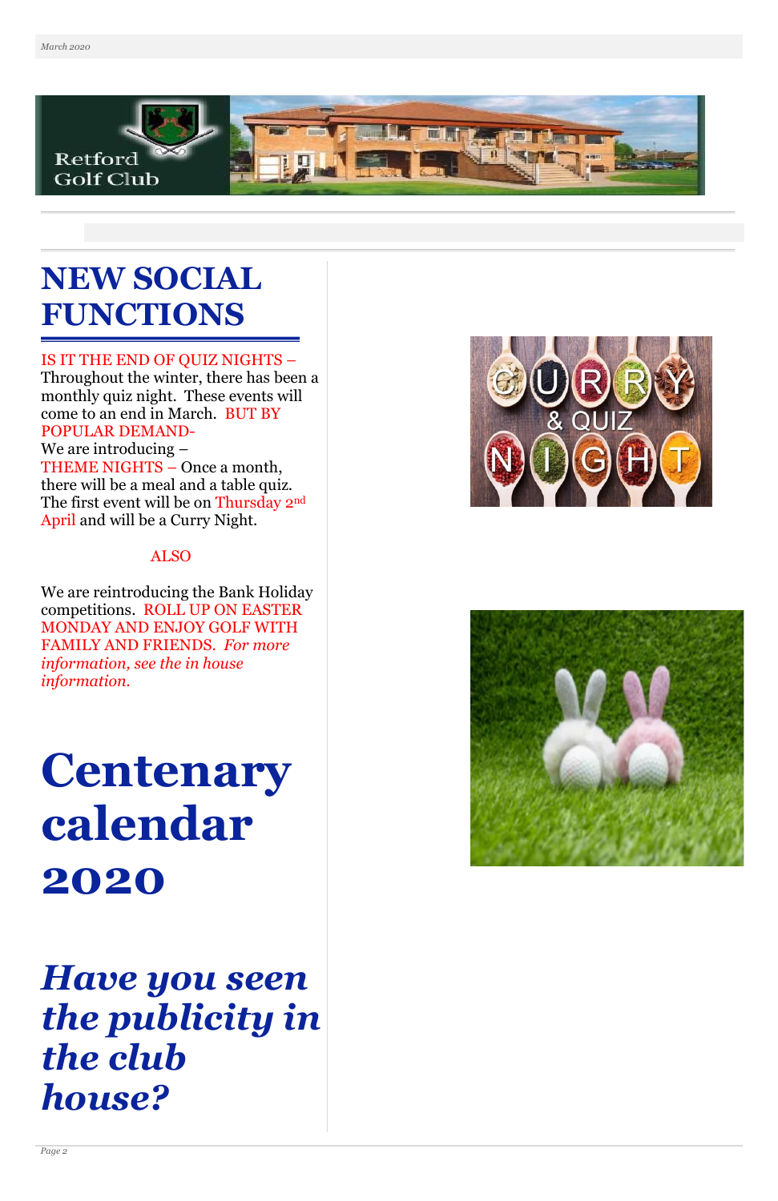# NEW SOCIAL FUNCTIONS

IS IT THE END OF QUIZ NIGHTS – Throughout the winter, there has been a monthly quiz night. These events will come to an end in March. BUT BY POPULAR DEMAND-

We are introducing –

THEME NIGHTS – Once a month, there will be a meal and a table quiz. The first event will be on Thursday 2nd April and will be a Curry Night.

ALSO

We are reintroducing the Bank Holiday competitions. ROLL UP ON EASTER MONDAY AND ENJOY GOLF WITH FAMILY AND FRIENDS. *For more information, see the in house information.*

# Centenary calendar 2020

## *Have you seen the publicity in the club house?*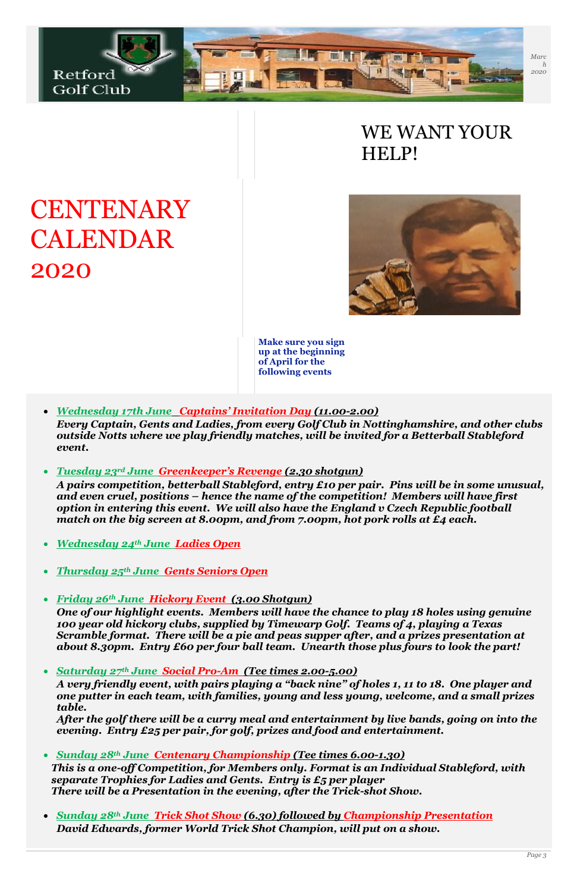Retford Golf Club

# CENTENARY CALENDAR 2020

## WE WANT YOUR HELP!

**Make sure you sign up at the beginning of April for the following events**

- ***Wednesday 17th June Captains' Invitation Day (11.00-2.00)***
  ***Every Captain, Gents and Ladies, from every Golf Club in Nottinghamshire, and other clubs outside Notts where we play friendly matches, will be invited for a Betterball Stableford event.***

- ***Tuesday 23rd June Greenkeeper's Revenge (2.30 shotgun)***
  ***A pairs competition, betterball Stableford, entry £10 per pair. Pins will be in some unusual, and even cruel, positions – hence the name of the competition! Members will have first option in entering this event. We will also have the England v Czech Republic football match on the big screen at 8.00pm, and from 7.00pm, hot pork rolls at £4 each.***

- ***Wednesday 24th June Ladies Open***

- ***Thursday 25th June Gents Seniors Open***

- ***Friday 26th June Hickory Event (3.00 Shotgun)***
  ***One of our highlight events. Members will have the chance to play 18 holes using genuine 100 year old hickory clubs, supplied by Timewarp Golf. Teams of 4, playing a Texas Scramble format. There will be a pie and peas supper after, and a prizes presentation at about 8.30pm. Entry £60 per four ball team. Unearth those plus fours to look the part!***

- ***Saturday 27th June Social Pro-Am (Tee times 2.00-5.00)***
  ***A very friendly event, with pairs playing a "back nine" of holes 1, 11 to 18. One player and one putter in each team, with families, young and less young, welcome, and a small prizes table.***
  ***After the golf there will be a curry meal and entertainment by live bands, going on into the evening. Entry £25 per pair, for golf, prizes and food and entertainment.***

- ***Sunday 28th June Centenary Championship (Tee times 6.00-1.30)***
  ***This is a one-off Competition, for Members only. Format is an Individual Stableford, with separate Trophies for Ladies and Gents. Entry is £5 per player***
  ***There will be a Presentation in the evening, after the Trick-shot Show.***

- ***Sunday 28th June Trick Shot Show (6.30) followed by Championship Presentation***
  ***David Edwards, former World Trick Shot Champion, will put on a show.***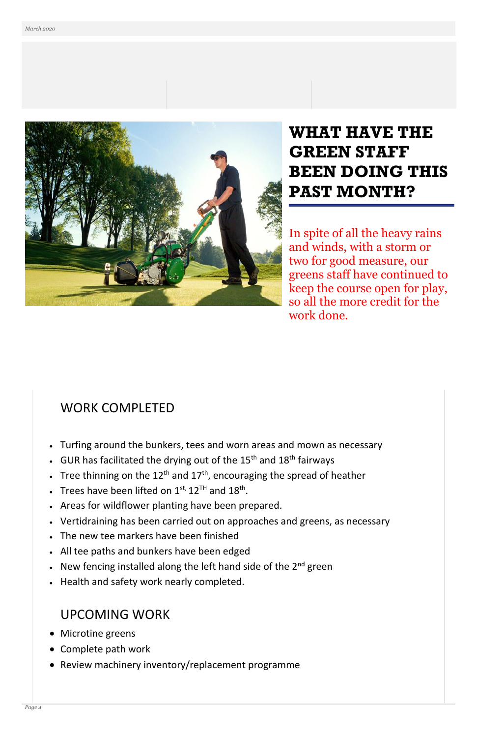# WHAT HAVE THE GREEN STAFF BEEN DOING THIS PAST MONTH?

In spite of all the heavy rains and winds, with a storm or two for good measure, our greens staff have continued to keep the course open for play, so all the more credit for the work done.

## WORK COMPLETED

- Turfing around the bunkers, tees and worn areas and mown as necessary
- GUR has facilitated the drying out of the 15th and 18th fairways
- Tree thinning on the 12th and 17th, encouraging the spread of heather
- Trees have been lifted on 1st, 12TH and 18th.
- Areas for wildflower planting have been prepared.
- Vertidraining has been carried out on approaches and greens, as necessary
- The new tee markers have been finished
- All tee paths and bunkers have been edged
- New fencing installed along the left hand side of the 2nd green
- Health and safety work nearly completed.

## UPCOMING WORK

- Microtine greens
- Complete path work
- Review machinery inventory/replacement programme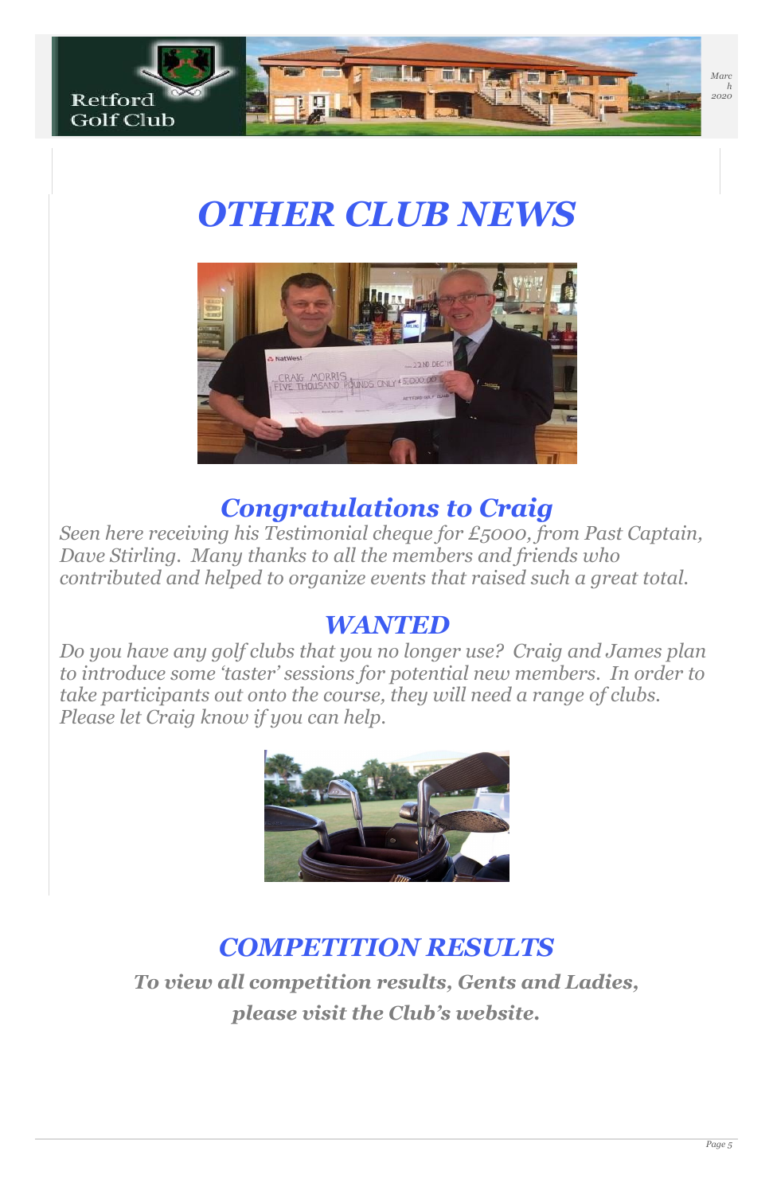# *OTHER CLUB NEWS*

## *Congratulations to Craig*

*Seen here receiving his Testimonial cheque for £5000, from Past Captain, Dave Stirling. Many thanks to all the members and friends who contributed and helped to organize events that raised such a great total.*

## *WANTED*

*Do you have any golf clubs that you no longer use? Craig and James plan to introduce some 'taster' sessions for potential new members. In order to take participants out onto the course, they will need a range of clubs. Please let Craig know if you can help.*

## *COMPETITION RESULTS*

***To view all competition results, Gents and Ladies, please visit the Club's website.***